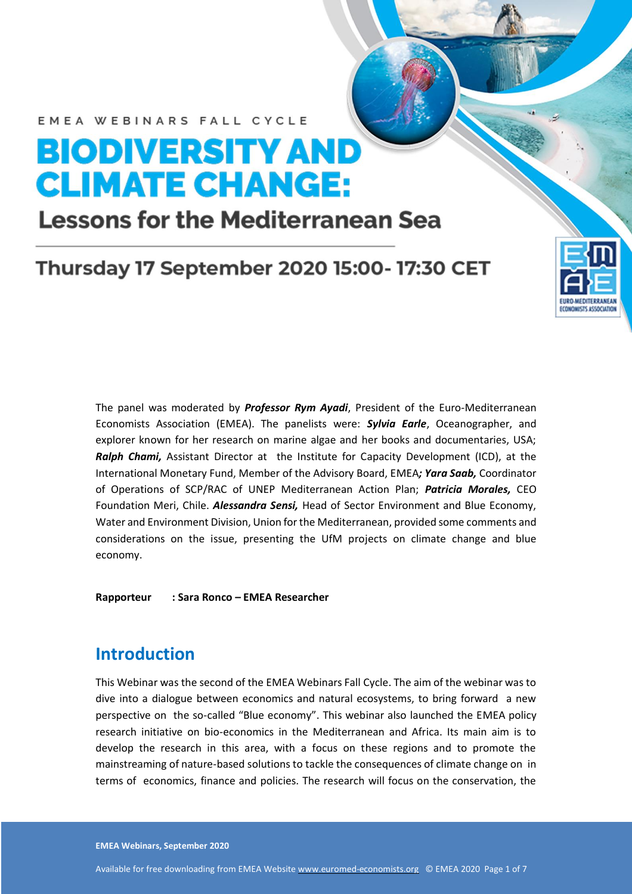EMEA WEBINARS FALL CYCLE

# BIODIVERSITY AND CLIMATE CHANGE:

## Lessons for the Mediterranean Sea

### Thursday 17 September 2020 15:00- 17:30 CET

The panel was moderated by ***Professor Rym Ayadi***, President of the Euro-Mediterranean Economists Association (EMEA). The panelists were: ***Sylvia Earle***, Oceanographer, and explorer known for her research on marine algae and her books and documentaries, USA; ***Ralph Chami,*** Assistant Director at the Institute for Capacity Development (ICD), at the International Monetary Fund, Member of the Advisory Board, EMEA***; Yara Saab,*** Coordinator of Operations of SCP/RAC of UNEP Mediterranean Action Plan; ***Patricia Morales,*** CEO Foundation Meri, Chile. ***Alessandra Sensi,*** Head of Sector Environment and Blue Economy, Water and Environment Division, Union for the Mediterranean, provided some comments and considerations on the issue, presenting the UfM projects on climate change and blue economy.

**Rapporteur : Sara Ronco – EMEA Researcher**

## Introduction

This Webinar was the second of the EMEA Webinars Fall Cycle. The aim of the webinar was to dive into a dialogue between economics and natural ecosystems, to bring forward a new perspective on the so-called "Blue economy". This webinar also launched the EMEA policy research initiative on bio-economics in the Mediterranean and Africa. Its main aim is to develop the research in this area, with a focus on these regions and to promote the mainstreaming of nature-based solutions to tackle the consequences of climate change on in terms of economics, finance and policies. The research will focus on the conservation, the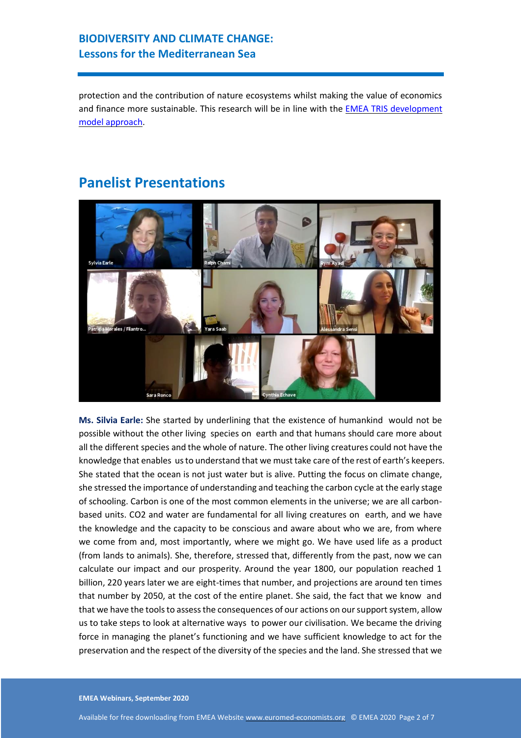protection and the contribution of nature ecosystems whilst making the value of economics and finance more sustainable. This research will be in line with the [EMEA TRIS development model approach](#).

## Panelist Presentations

**Ms. Silvia Earle:** She started by underlining that the existence of humankind would not be possible without the other living species on earth and that humans should care more about all the different species and the whole of nature. The other living creatures could not have the knowledge that enables us to understand that we must take care of the rest of earth's keepers. She stated that the ocean is not just water but is alive. Putting the focus on climate change, she stressed the importance of understanding and teaching the carbon cycle at the early stage of schooling. Carbon is one of the most common elements in the universe; we are all carbon-based units. CO2 and water are fundamental for all living creatures on earth, and we have the knowledge and the capacity to be conscious and aware about who we are, from where we come from and, most importantly, where we might go. We have used life as a product (from lands to animals). She, therefore, stressed that, differently from the past, now we can calculate our impact and our prosperity. Around the year 1800, our population reached 1 billion, 220 years later we are eight-times that number, and projections are around ten times that number by 2050, at the cost of the entire planet. She said, the fact that we know and that we have the tools to assess the consequences of our actions on our support system, allow us to take steps to look at alternative ways to power our civilisation. We became the driving force in managing the planet's functioning and we have sufficient knowledge to act for the preservation and the respect of the diversity of the species and the land. She stressed that we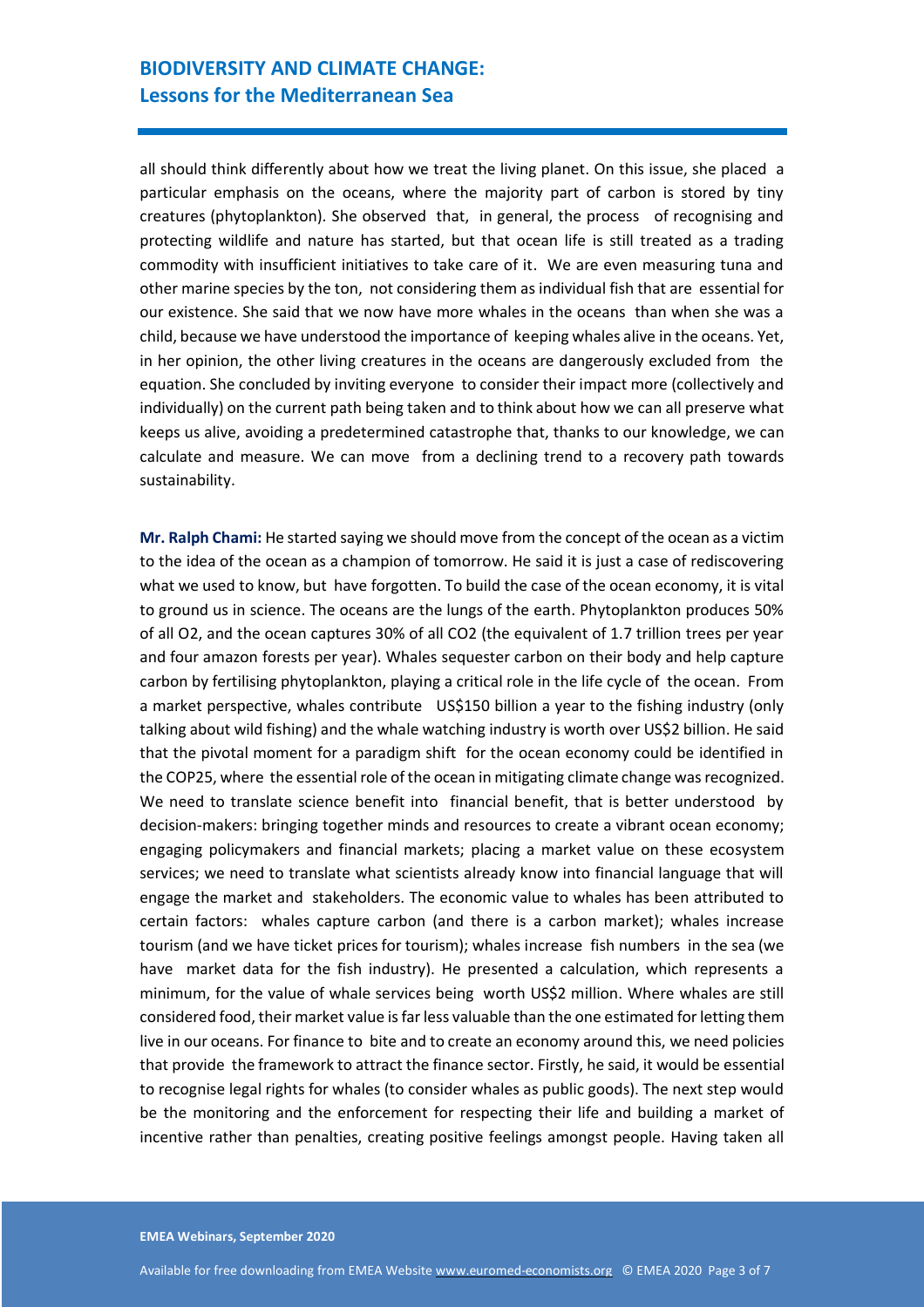all should think differently about how we treat the living planet. On this issue, she placed a particular emphasis on the oceans, where the majority part of carbon is stored by tiny creatures (phytoplankton). She observed that, in general, the process of recognising and protecting wildlife and nature has started, but that ocean life is still treated as a trading commodity with insufficient initiatives to take care of it. We are even measuring tuna and other marine species by the ton, not considering them as individual fish that are essential for our existence. She said that we now have more whales in the oceans than when she was a child, because we have understood the importance of keeping whales alive in the oceans. Yet, in her opinion, the other living creatures in the oceans are dangerously excluded from the equation. She concluded by inviting everyone to consider their impact more (collectively and individually) on the current path being taken and to think about how we can all preserve what keeps us alive, avoiding a predetermined catastrophe that, thanks to our knowledge, we can calculate and measure. We can move from a declining trend to a recovery path towards sustainability.

**Mr. Ralph Chami:** He started saying we should move from the concept of the ocean as a victim to the idea of the ocean as a champion of tomorrow. He said it is just a case of rediscovering what we used to know, but have forgotten. To build the case of the ocean economy, it is vital to ground us in science. The oceans are the lungs of the earth. Phytoplankton produces 50% of all $O_2$, and the ocean captures 30% of all $CO_2$ (the equivalent of 1.7 trillion trees per year and four amazon forests per year). Whales sequester carbon on their body and help capture carbon by fertilising phytoplankton, playing a critical role in the life cycle of the ocean. From a market perspective, whales contribute US$150 billion a year to the fishing industry (only talking about wild fishing) and the whale watching industry is worth over US$2 billion. He said that the pivotal moment for a paradigm shift for the ocean economy could be identified in the COP25, where the essential role of the ocean in mitigating climate change was recognized. We need to translate science benefit into financial benefit, that is better understood by decision-makers: bringing together minds and resources to create a vibrant ocean economy; engaging policymakers and financial markets; placing a market value on these ecosystem services; we need to translate what scientists already know into financial language that will engage the market and stakeholders. The economic value to whales has been attributed to certain factors: whales capture carbon (and there is a carbon market); whales increase tourism (and we have ticket prices for tourism); whales increase fish numbers in the sea (we have market data for the fish industry). He presented a calculation, which represents a minimum, for the value of whale services being worth US$2 million. Where whales are still considered food, their market value is far less valuable than the one estimated for letting them live in our oceans. For finance to bite and to create an economy around this, we need policies that provide the framework to attract the finance sector. Firstly, he said, it would be essential to recognise legal rights for whales (to consider whales as public goods). The next step would be the monitoring and the enforcement for respecting their life and building a market of incentive rather than penalties, creating positive feelings amongst people. Having taken all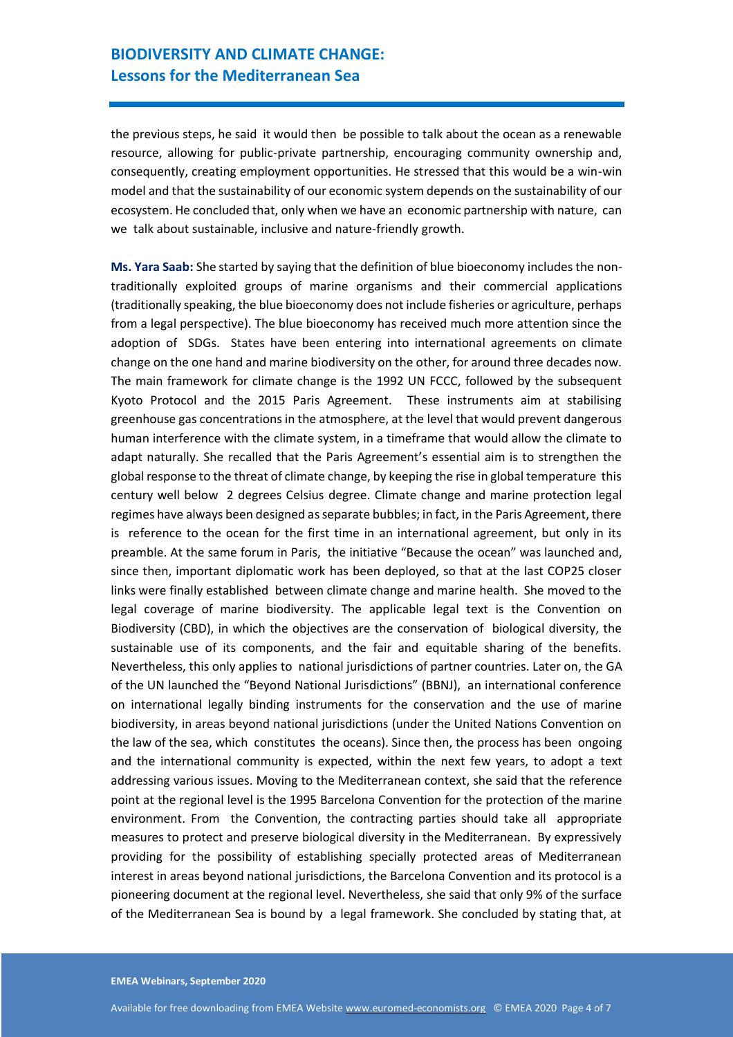the previous steps, he said it would then be possible to talk about the ocean as a renewable resource, allowing for public-private partnership, encouraging community ownership and, consequently, creating employment opportunities. He stressed that this would be a win-win model and that the sustainability of our economic system depends on the sustainability of our ecosystem. He concluded that, only when we have an economic partnership with nature, can we talk about sustainable, inclusive and nature-friendly growth.

**Ms. Yara Saab:** She started by saying that the definition of blue bioeconomy includes the non-traditionally exploited groups of marine organisms and their commercial applications (traditionally speaking, the blue bioeconomy does not include fisheries or agriculture, perhaps from a legal perspective). The blue bioeconomy has received much more attention since the adoption of SDGs. States have been entering into international agreements on climate change on the one hand and marine biodiversity on the other, for around three decades now. The main framework for climate change is the 1992 UN FCCC, followed by the subsequent Kyoto Protocol and the 2015 Paris Agreement. These instruments aim at stabilising greenhouse gas concentrations in the atmosphere, at the level that would prevent dangerous human interference with the climate system, in a timeframe that would allow the climate to adapt naturally. She recalled that the Paris Agreement's essential aim is to strengthen the global response to the threat of climate change, by keeping the rise in global temperature this century well below 2 degrees Celsius degree. Climate change and marine protection legal regimes have always been designed as separate bubbles; in fact, in the Paris Agreement, there is reference to the ocean for the first time in an international agreement, but only in its preamble. At the same forum in Paris, the initiative "Because the ocean" was launched and, since then, important diplomatic work has been deployed, so that at the last COP25 closer links were finally established between climate change and marine health. She moved to the legal coverage of marine biodiversity. The applicable legal text is the Convention on Biodiversity (CBD), in which the objectives are the conservation of biological diversity, the sustainable use of its components, and the fair and equitable sharing of the benefits. Nevertheless, this only applies to national jurisdictions of partner countries. Later on, the GA of the UN launched the "Beyond National Jurisdictions" (BBNJ), an international conference on international legally binding instruments for the conservation and the use of marine biodiversity, in areas beyond national jurisdictions (under the United Nations Convention on the law of the sea, which constitutes the oceans). Since then, the process has been ongoing and the international community is expected, within the next few years, to adopt a text addressing various issues. Moving to the Mediterranean context, she said that the reference point at the regional level is the 1995 Barcelona Convention for the protection of the marine environment. From the Convention, the contracting parties should take all appropriate measures to protect and preserve biological diversity in the Mediterranean. By expressively providing for the possibility of establishing specially protected areas of Mediterranean interest in areas beyond national jurisdictions, the Barcelona Convention and its protocol is a pioneering document at the regional level. Nevertheless, she said that only 9% of the surface of the Mediterranean Sea is bound by a legal framework. She concluded by stating that, at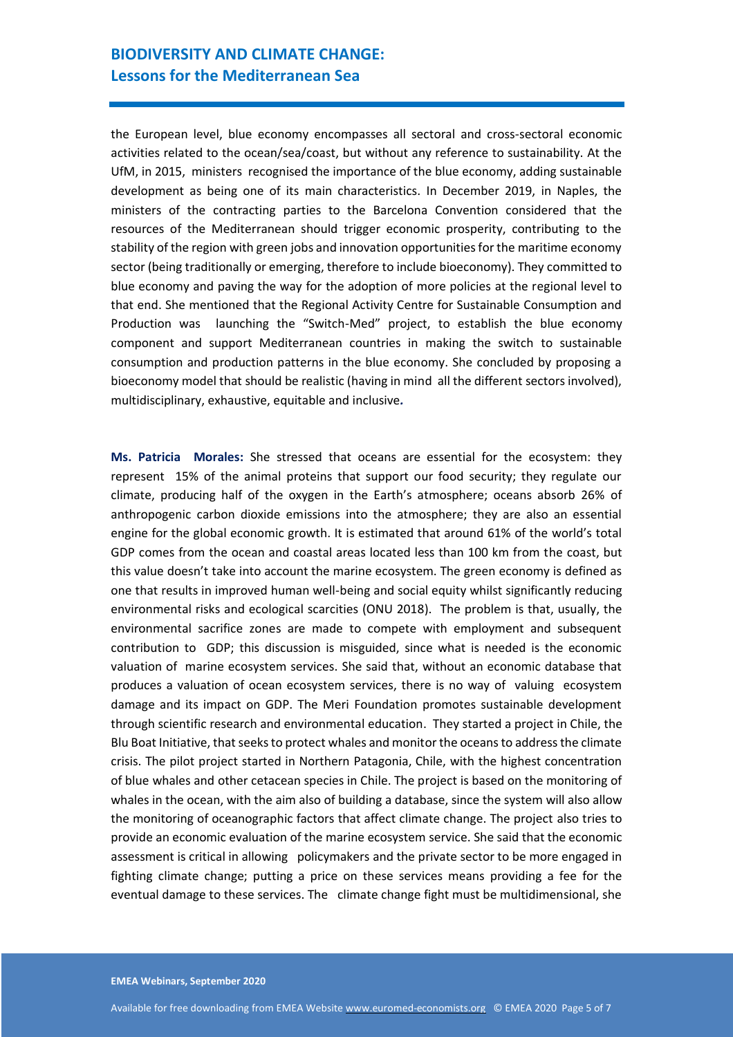the European level, blue economy encompasses all sectoral and cross-sectoral economic activities related to the ocean/sea/coast, but without any reference to sustainability. At the UfM, in 2015, ministers recognised the importance of the blue economy, adding sustainable development as being one of its main characteristics. In December 2019, in Naples, the ministers of the contracting parties to the Barcelona Convention considered that the resources of the Mediterranean should trigger economic prosperity, contributing to the stability of the region with green jobs and innovation opportunities for the maritime economy sector (being traditionally or emerging, therefore to include bioeconomy). They committed to blue economy and paving the way for the adoption of more policies at the regional level to that end. She mentioned that the Regional Activity Centre for Sustainable Consumption and Production was launching the "Switch-Med" project, to establish the blue economy component and support Mediterranean countries in making the switch to sustainable consumption and production patterns in the blue economy. She concluded by proposing a bioeconomy model that should be realistic (having in mind all the different sectors involved), multidisciplinary, exhaustive, equitable and inclusive.

**Ms. Patricia Morales:** She stressed that oceans are essential for the ecosystem: they represent 15% of the animal proteins that support our food security; they regulate our climate, producing half of the oxygen in the Earth's atmosphere; oceans absorb 26% of anthropogenic carbon dioxide emissions into the atmosphere; they are also an essential engine for the global economic growth. It is estimated that around 61% of the world's total GDP comes from the ocean and coastal areas located less than 100 km from the coast, but this value doesn't take into account the marine ecosystem. The green economy is defined as one that results in improved human well-being and social equity whilst significantly reducing environmental risks and ecological scarcities (ONU 2018). The problem is that, usually, the environmental sacrifice zones are made to compete with employment and subsequent contribution to GDP; this discussion is misguided, since what is needed is the economic valuation of marine ecosystem services. She said that, without an economic database that produces a valuation of ocean ecosystem services, there is no way of valuing ecosystem damage and its impact on GDP. The Meri Foundation promotes sustainable development through scientific research and environmental education. They started a project in Chile, the Blu Boat Initiative, that seeks to protect whales and monitor the oceans to address the climate crisis. The pilot project started in Northern Patagonia, Chile, with the highest concentration of blue whales and other cetacean species in Chile. The project is based on the monitoring of whales in the ocean, with the aim also of building a database, since the system will also allow the monitoring of oceanographic factors that affect climate change. The project also tries to provide an economic evaluation of the marine ecosystem service. She said that the economic assessment is critical in allowing policymakers and the private sector to be more engaged in fighting climate change; putting a price on these services means providing a fee for the eventual damage to these services. The climate change fight must be multidimensional, she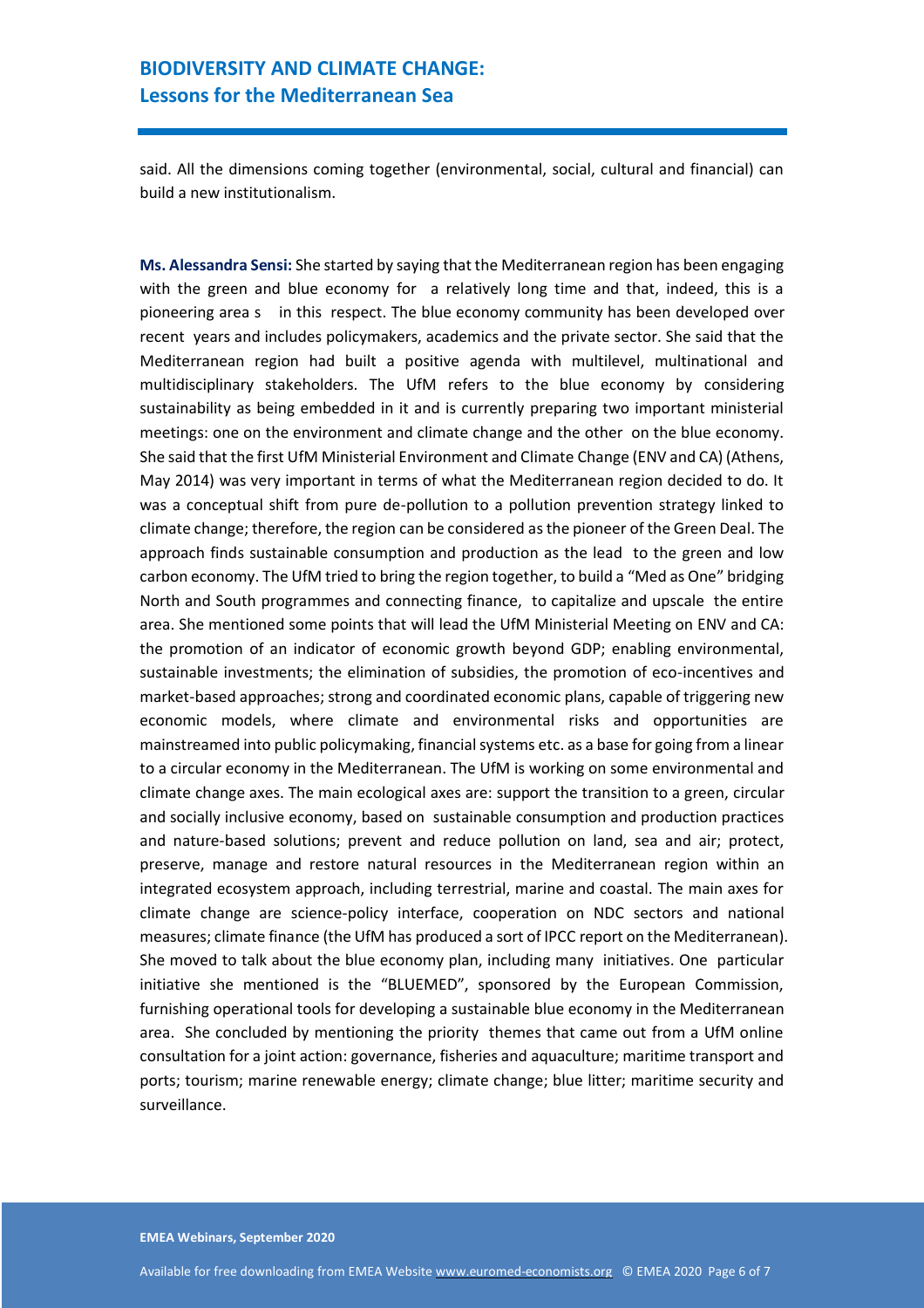said. All the dimensions coming together (environmental, social, cultural and financial) can build a new institutionalism.

**Ms. Alessandra Sensi:** She started by saying that the Mediterranean region has been engaging with the green and blue economy for a relatively long time and that, indeed, this is a pioneering area s in this respect. The blue economy community has been developed over recent years and includes policymakers, academics and the private sector. She said that the Mediterranean region had built a positive agenda with multilevel, multinational and multidisciplinary stakeholders. The UfM refers to the blue economy by considering sustainability as being embedded in it and is currently preparing two important ministerial meetings: one on the environment and climate change and the other on the blue economy. She said that the first UfM Ministerial Environment and Climate Change (ENV and CA) (Athens, May 2014) was very important in terms of what the Mediterranean region decided to do. It was a conceptual shift from pure de-pollution to a pollution prevention strategy linked to climate change; therefore, the region can be considered as the pioneer of the Green Deal. The approach finds sustainable consumption and production as the lead to the green and low carbon economy. The UfM tried to bring the region together, to build a "Med as One" bridging North and South programmes and connecting finance, to capitalize and upscale the entire area. She mentioned some points that will lead the UfM Ministerial Meeting on ENV and CA: the promotion of an indicator of economic growth beyond GDP; enabling environmental, sustainable investments; the elimination of subsidies, the promotion of eco-incentives and market-based approaches; strong and coordinated economic plans, capable of triggering new economic models, where climate and environmental risks and opportunities are mainstreamed into public policymaking, financial systems etc. as a base for going from a linear to a circular economy in the Mediterranean. The UfM is working on some environmental and climate change axes. The main ecological axes are: support the transition to a green, circular and socially inclusive economy, based on sustainable consumption and production practices and nature-based solutions; prevent and reduce pollution on land, sea and air; protect, preserve, manage and restore natural resources in the Mediterranean region within an integrated ecosystem approach, including terrestrial, marine and coastal. The main axes for climate change are science-policy interface, cooperation on NDC sectors and national measures; climate finance (the UfM has produced a sort of IPCC report on the Mediterranean). She moved to talk about the blue economy plan, including many initiatives. One particular initiative she mentioned is the "BLUEMED", sponsored by the European Commission, furnishing operational tools for developing a sustainable blue economy in the Mediterranean area. She concluded by mentioning the priority themes that came out from a UfM online consultation for a joint action: governance, fisheries and aquaculture; maritime transport and ports; tourism; marine renewable energy; climate change; blue litter; maritime security and surveillance.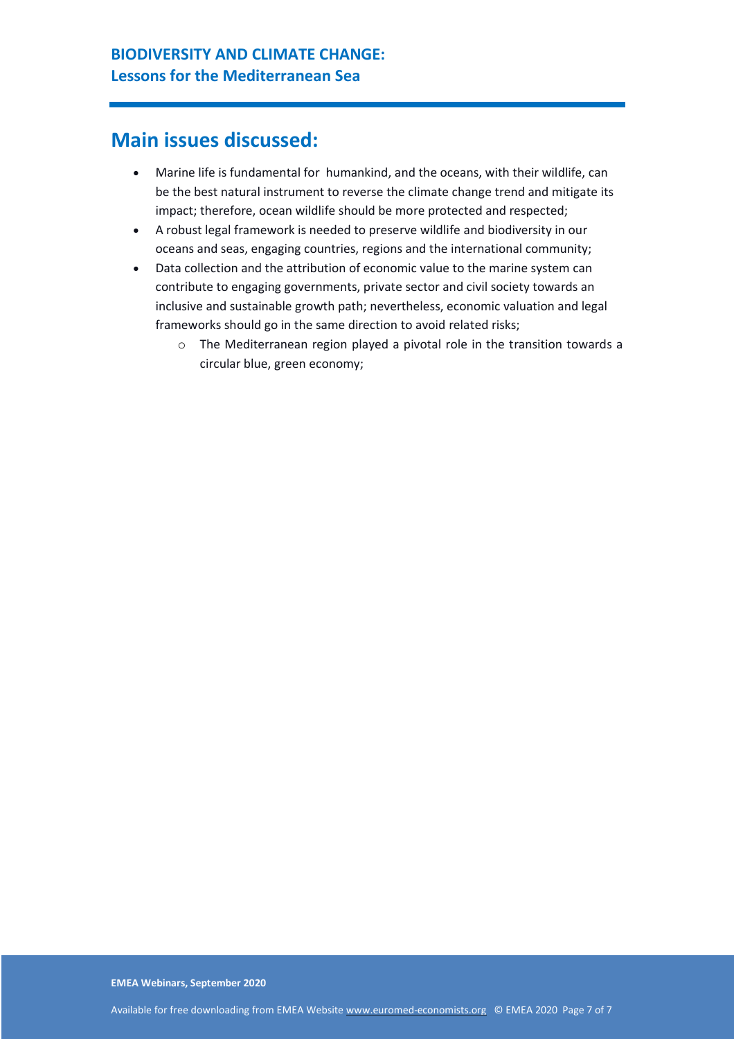## Main issues discussed:

- Marine life is fundamental for humankind, and the oceans, with their wildlife, can be the best natural instrument to reverse the climate change trend and mitigate its impact; therefore, ocean wildlife should be more protected and respected;
- A robust legal framework is needed to preserve wildlife and biodiversity in our oceans and seas, engaging countries, regions and the international community;
- Data collection and the attribution of economic value to the marine system can contribute to engaging governments, private sector and civil society towards an inclusive and sustainable growth path; nevertheless, economic valuation and legal frameworks should go in the same direction to avoid related risks;
  - The Mediterranean region played a pivotal role in the transition towards a circular blue, green economy;